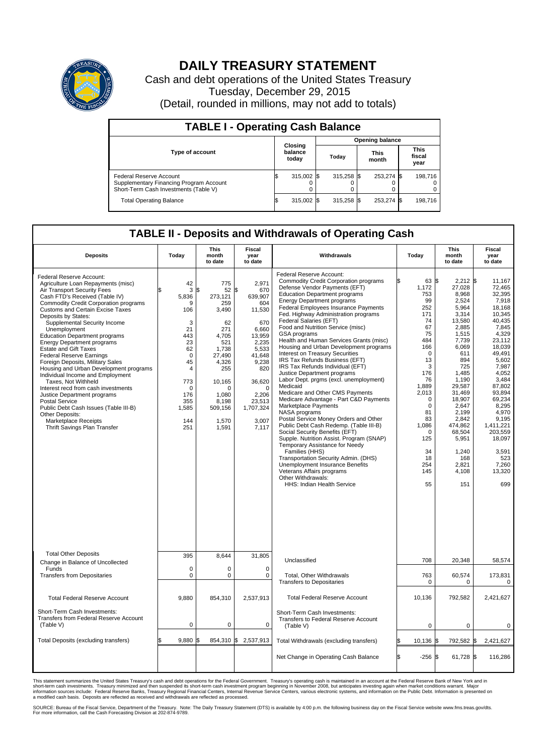# DAILY TREASURY STATEMENT

Cash and debt operations of the United States Treasury
Tuesday, December 29, 2015
(Detail, rounded in millions, may not add to totals)

## TABLE I - Operating Cash Balance

| Type of account | Closing balance today | Opening balance Today | Opening balance This month | Opening balance This fiscal year |
|---|---|---|---|---|
| Federal Reserve Account | $ 315,002 | $ 315,258 | $ 253,274 | $ 198,716 |
| Supplementary Financing Program Account | 0 | 0 | 0 | 0 |
| Short-Term Cash Investments (Table V) | 0 | 0 | 0 | 0 |
| Total Operating Balance | $ 315,002 | $ 315,258 | $ 253,274 | $ 198,716 |

## TABLE II - Deposits and Withdrawals of Operating Cash

| Deposits | Today | This month to date | Fiscal year to date |
|---|---|---|---|
| Federal Reserve Account: | | | |
| Agriculture Loan Repayments (misc) | 42 | 775 | 2,971 |
| Air Transport Security Fees | $ 3 | $ 52 | $ 670 |
| Cash FTD's Received (Table IV) | 5,836 | 273,121 | 639,907 |
| Commodity Credit Corporation programs | 9 | 259 | 604 |
| Customs and Certain Excise Taxes | 106 | 3,490 | 11,530 |
| Deposits by States: | | | |
| Supplemental Security Income | 3 | 62 | 670 |
| Unemployment | 21 | 271 | 6,660 |
| Education Department programs | 443 | 4,705 | 13,959 |
| Energy Department programs | 23 | 521 | 2,235 |
| Estate and Gift Taxes | 62 | 1,738 | 5,533 |
| Federal Reserve Earnings | 0 | 27,490 | 41,648 |
| Foreign Deposits, Military Sales | 45 | 4,326 | 9,238 |
| Housing and Urban Development programs | 4 | 255 | 820 |
| Individual Income and Employment Taxes, Not Withheld | 773 | 10,165 | 36,620 |
| Interest recd from cash investments | 0 | 0 | 0 |
| Justice Department programs | 176 | 1,080 | 2,206 |
| Postal Service | 355 | 8,198 | 23,513 |
| Public Debt Cash Issues (Table III-B) | 1,585 | 509,156 | 1,707,324 |
| Other Deposits: | | | |
| Marketplace Receipts | 144 | 1,570 | 3,007 |
| Thrift Savings Plan Transfer | 251 | 1,591 | 7,117 |
| Total Other Deposits | 395 | 8,644 | 31,805 |
| Change in Balance of Uncollected Funds | 0 | 0 | 0 |
| Transfers from Depositaries | 0 | 0 | 0 |
| Total Federal Reserve Account | 9,880 | 854,310 | 2,537,913 |
| Short-Term Cash Investments: Transfers from Federal Reserve Account (Table V) | 0 | 0 | 0 |
| Total Deposits (excluding transfers) | $ 9,880 | $ 854,310 | $ 2,537,913 |

| Withdrawals | Today | This month to date | Fiscal year to date |
|---|---|---|---|
| Federal Reserve Account: | | | |
| Commodity Credit Corporation programs | $ 63 | $ 2,212 | $ 11,167 |
| Defense Vendor Payments (EFT) | 1,172 | 27,028 | 72,465 |
| Education Department programs | 753 | 8,968 | 32,395 |
| Energy Department programs | 99 | 2,524 | 7,918 |
| Federal Employees Insurance Payments | 252 | 5,964 | 18,168 |
| Fed. Highway Administration programs | 171 | 3,314 | 10,345 |
| Federal Salaries (EFT) | 74 | 13,580 | 40,435 |
| Food and Nutrition Service (misc) | 67 | 2,885 | 7,845 |
| GSA programs | 75 | 1,515 | 4,329 |
| Health and Human Services Grants (misc) | 484 | 7,739 | 23,112 |
| Housing and Urban Development programs | 166 | 6,069 | 18,039 |
| Interest on Treasury Securities | 0 | 611 | 49,491 |
| IRS Tax Refunds Business (EFT) | 13 | 894 | 5,602 |
| IRS Tax Refunds Individual (EFT) | 3 | 725 | 7,987 |
| Justice Department programs | 176 | 1,485 | 4,052 |
| Labor Dept. prgms (excl. unemployment) | 76 | 1,190 | 3,484 |
| Medicaid | 1,889 | 29,587 | 87,802 |
| Medicare and Other CMS Payments | 2,013 | 31,469 | 93,894 |
| Medicare Advantage - Part C&D Payments | 0 | 18,907 | 69,234 |
| Marketplace Payments | 0 | 2,647 | 8,295 |
| NASA programs | 81 | 2,199 | 4,970 |
| Postal Service Money Orders and Other | 83 | 2,842 | 9,195 |
| Public Debt Cash Redemp. (Table III-B) | 1,086 | 474,862 | 1,411,221 |
| Social Security Benefits (EFT) | 0 | 68,504 | 203,559 |
| Supple. Nutrition Assist. Program (SNAP) | 125 | 5,951 | 18,097 |
| Temporary Assistance for Needy Families (HHS) | 34 | 1,240 | 3,591 |
| Transportation Security Admin. (DHS) | 18 | 168 | 523 |
| Unemployment Insurance Benefits | 254 | 2,821 | 7,260 |
| Veterans Affairs programs | 145 | 4,108 | 13,320 |
| Other Withdrawals: | | | |
| HHS: Indian Health Service | 55 | 151 | 699 |
| Unclassified | 708 | 20,348 | 58,574 |
| Total, Other Withdrawals | 763 | 60,574 | 173,831 |
| Transfers to Depositaries | 0 | 0 | 0 |
| Total Federal Reserve Account | 10,136 | 792,582 | 2,421,627 |
| Short-Term Cash Investments: Transfers to Federal Reserve Account (Table V) | 0 | 0 | 0 |
| Total Withdrawals (excluding transfers) | $ 10,136 | $ 792,582 | $ 2,421,627 |
| Net Change in Operating Cash Balance | $ -256 | $ 61,728 | $ 116,286 |

This statement summarizes the United States Treasury's cash and debt operations for the Federal Government. Treasury's operating cash is maintained in an account at the Federal Reserve Bank of New York and in short-term cash investments. Treasury minimized and then suspended its short-term cash investment program beginning in November 2008, but anticipates investing again when market conditions warrant. Major information sources include: Federal Reserve Banks, Treasury Regional Financial Centers, Internal Revenue Service Centers, various electronic systems, and information on the Public Debt. Information is presented on a modified cash basis. Deposits are reflected as received and withdrawals are reflected as processed.

SOURCE: Bureau of the Fiscal Service, Department of the Treasury. Note: The Daily Treasury Statement (DTS) is available by 4:00 p.m. the following business day on the Fiscal Service website www.fms.treas.gov/dts. For more information, call the Cash Forecasting Division at 202-874-9789.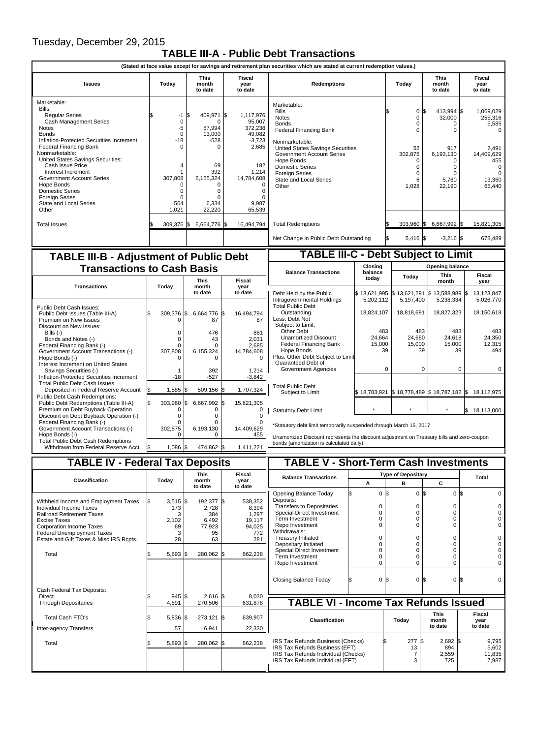Tuesday, December 29, 2015

# TABLE III-A - Public Debt Transactions

(Stated at face value except for savings and retirement plan securities which are stated at current redemption values.)

| Issues | Today | This month to date | Fiscal year to date | Redemptions | Today | This month to date | Fiscal year to date |
|---|---|---|---|---|---|---|---|
| Marketable: | | | | Marketable: | | | |
| Bills: | | | | Bills | $ 0 | $ 413,994 | $ 1,069,029 |
| Regular Series | $ -1 | $ 409,971 | $ 1,117,976 | Notes | 0 | 32,000 | 255,316 |
| Cash Management Series | 0 | 0 | 95,007 | Bonds | 0 | 0 | 5,585 |
| Notes | -5 | 57,994 | 372,238 | Federal Financing Bank | 0 | 0 | 0 |
| Bonds | 0 | 13,000 | 49,082 | | | | |
| Inflation-Protected Securities Increment | -18 | -528 | -3,723 | Nonmarketable: | | | |
| Federal Financing Bank | 0 | 0 | 2,685 | United States Savings Securities | 52 | 917 | 2,491 |
| Nonmarketable: | | | | Government Account Series | 302,875 | 6,193,130 | 14,409,629 |
| United States Savings Securities: | | | | Hope Bonds | 0 | 0 | 455 |
| Cash Issue Price | 4 | 69 | 182 | Domestic Series | 0 | 0 | 0 |
| Interest Increment | 1 | 392 | 1,214 | Foreign Series | 0 | 0 | 0 |
| Government Account Series | 307,808 | 6,155,324 | 14,784,608 | State and Local Series | 6 | 5,760 | 13,360 |
| Hope Bonds | 0 | 0 | 0 | Other | 1,028 | 22,190 | 65,440 |
| Domestic Series | 0 | 0 | 0 | | | | |
| Foreign Series | 0 | 0 | 0 | | | | |
| State and Local Series | 564 | 6,334 | 9,987 | | | | |
| Other | 1,021 | 22,220 | 65,539 | | | | |
| Total Issues | $ 309,376 | $ 6,664,776 | $ 16,494,794 | Total Redemptions | $ 303,960 | $ 6,667,992 | $ 15,821,305 |
| | | | | Net Change in Public Debt Outstanding | $ 5,416 | $ -3,216 | $ 673,489 |

# TABLE III-B - Adjustment of Public Debt Transactions to Cash Basis

| Transactions | Today | This month to date | Fiscal year to date |
|---|---|---|---|
| Public Debt Cash Issues: | | | |
| Public Debt Issues (Table III-A) | $ 309,376 | $ 6,664,776 | $ 16,494,794 |
| Premium on New Issues | 0 | 87 | 87 |
| Discount on New Issues: | | | |
| Bills (-) | 0 | 476 | 861 |
| Bonds and Notes (-) | 0 | 43 | 2,031 |
| Federal Financing Bank (-) | 0 | 0 | 2,685 |
| Government Account Transactions (-) | 307,808 | 6,155,324 | 14,784,608 |
| Hope Bonds (-) | 0 | 0 | 0 |
| Interest Increment on United States Savings Securities (-) | 1 | 392 | 1,214 |
| Inflation-Protected Securities Increment | -18 | -527 | -3,842 |
| Total Public Debt Cash Issues Deposited in Federal Reserve Account | $ 1,585 | $ 509,156 | $ 1,707,324 |
| Public Debt Cash Redemptions: | | | |
| Public Debt Redemptions (Table III-A) | $ 303,960 | $ 6,667,992 | $ 15,821,305 |
| Premium on Debt Buyback Operation | 0 | 0 | 0 |
| Discount on Debt Buyback Operation (-) | 0 | 0 | 0 |
| Federal Financing Bank (-) | 0 | 0 | 0 |
| Government Account Transactions (-) | 302,875 | 6,193,130 | 14,409,629 |
| Hope Bonds (-) | 0 | 0 | 455 |
| Total Public Debt Cash Redemptions Withdrawn from Federal Reserve Acct. | $ 1,086 | $ 474,862 | $ 1,411,221 |

# TABLE III-C - Debt Subject to Limit

| Balance Transactions | Closing balance today | Opening balance Today | Opening balance This month | Opening balance Fiscal year |
|---|---|---|---|---|
| Debt Held by the Public | $ 13,621,995 | $ 13,621,291 | $ 13,588,989 | $ 13,123,847 |
| Intragovernmental Holdings | 5,202,112 | 5,197,400 | 5,238,334 | 5,026,770 |
| Total Public Debt Outstanding | 18,824,107 | 18,818,691 | 18,827,323 | 18,150,618 |
| Less: Debt Not Subject to Limit: | | | | |
| Other Debt | 483 | 483 | 483 | 483 |
| Unamortized Discount | 24,664 | 24,680 | 24,618 | 24,350 |
| Federal Financing Bank | 15,000 | 15,000 | 15,000 | 12,315 |
| Hope Bonds | 39 | 39 | 39 | 494 |
| Plus: Other Debt Subject to Limit | | | | |
| Guaranteed Debt of Government Agencies | 0 | 0 | 0 | 0 |
| Total Public Debt Subject to Limit | $ 18,783,921 | $ 18,778,489 | $ 18,787,182 | $ 18,112,975 |
| Statutory Debt Limit | * | * | * | $ 18,113,000 |

*Statutory debt limit temporarily suspended through March 15, 2017

Unamortized Discount represents the discount adjustment on Treasury bills and zero-coupon bonds (amortization is calculated daily).

# TABLE IV - Federal Tax Deposits

| Classification | Today | This month to date | Fiscal year to date |
|---|---|---|---|
| Withheld Income and Employment Taxes | $ 3,515 | $ 192,377 | $ 538,352 |
| Individual Income Taxes | 173 | 2,728 | 8,394 |
| Railroad Retirement Taxes | 3 | 384 | 1,297 |
| Excise Taxes | 2,102 | 6,492 | 19,117 |
| Corporation Income Taxes | 69 | 77,923 | 94,025 |
| Federal Unemployment Taxes | 3 | 95 | 772 |
| Estate and Gift Taxes & Misc IRS Rcpts. | 28 | 63 | 281 |
| Total | $ 5,893 | $ 280,062 | $ 662,238 |
| Cash Federal Tax Deposits: | | | |
| Direct | $ 945 | $ 2,616 | $ 8,030 |
| Through Depositaries | 4,891 | 270,506 | 631,878 |
| Total Cash FTD's | $ 5,836 | $ 273,121 | $ 639,907 |
| Inter-agency Transfers | 57 | 6,941 | 22,330 |
| Total | $ 5,893 | $ 280,062 | $ 662,238 |

# TABLE V - Short-Term Cash Investments

| Balance Transactions | Type of Depositary A | B | C | Total |
|---|---|---|---|---|
| Opening Balance Today | $ 0 | $ 0 | $ 0 | $ 0 |
| Deposits: | | | | |
| Transfers to Depositaries | 0 | 0 | 0 | 0 |
| Special Direct Investment | 0 | 0 | 0 | 0 |
| Term Investment | 0 | 0 | 0 | 0 |
| Repo Investment | 0 | 0 | 0 | 0 |
| Withdrawals: | | | | |
| Treasury Initiated | 0 | 0 | 0 | 0 |
| Depositary Initiated | 0 | 0 | 0 | 0 |
| Special Direct Investment | 0 | 0 | 0 | 0 |
| Term Investment | 0 | 0 | 0 | 0 |
| Repo Investment | 0 | 0 | 0 | 0 |
| Closing Balance Today | $ 0 | $ 0 | $ 0 | $ 0 |

# TABLE VI - Income Tax Refunds Issued

| Classification | Today | This month to date | Fiscal year to date |
|---|---|---|---|
| IRS Tax Refunds Business (Checks) | $ 277 | $ 2,692 | $ 9,795 |
| IRS Tax Refunds Business (EFT) | 13 | 894 | 5,602 |
| IRS Tax Refunds Individual (Checks) | 7 | 2,559 | 11,835 |
| IRS Tax Refunds Individual (EFT) | 3 | 725 | 7,987 |